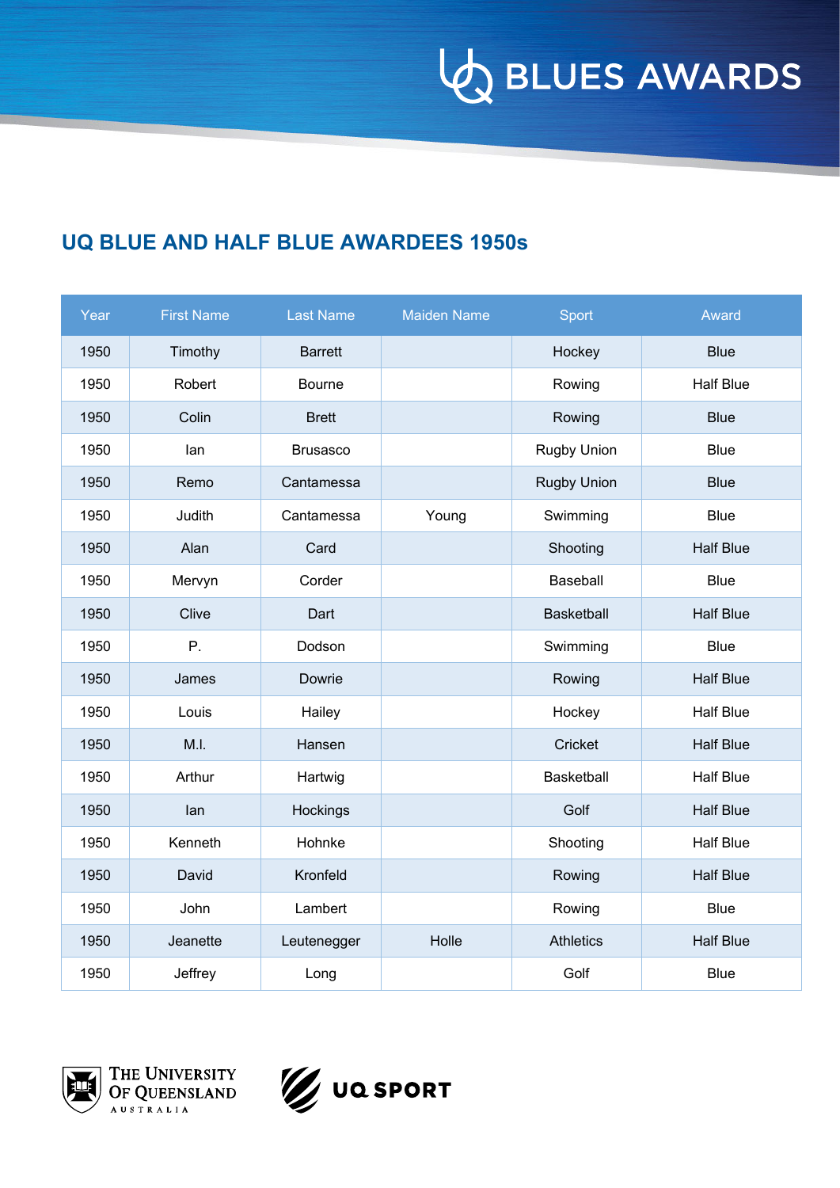# UQ BLUE AND HALF BLUE AWARDEES 1950s

| Year | First Name | Last Name | Maiden Name | Sport | Award |
|---|---|---|---|---|---|
| 1950 | Timothy | Barrett | | Hockey | Blue |
| 1950 | Robert | Bourne | | Rowing | Half Blue |
| 1950 | Colin | Brett | | Rowing | Blue |
| 1950 | Ian | Brusasco | | Rugby Union | Blue |
| 1950 | Remo | Cantamessa | | Rugby Union | Blue |
| 1950 | Judith | Cantamessa | Young | Swimming | Blue |
| 1950 | Alan | Card | | Shooting | Half Blue |
| 1950 | Mervyn | Corder | | Baseball | Blue |
| 1950 | Clive | Dart | | Basketball | Half Blue |
| 1950 | P. | Dodson | | Swimming | Blue |
| 1950 | James | Dowrie | | Rowing | Half Blue |
| 1950 | Louis | Hailey | | Hockey | Half Blue |
| 1950 | M.I. | Hansen | | Cricket | Half Blue |
| 1950 | Arthur | Hartwig | | Basketball | Half Blue |
| 1950 | Ian | Hockings | | Golf | Half Blue |
| 1950 | Kenneth | Hohnke | | Shooting | Half Blue |
| 1950 | David | Kronfeld | | Rowing | Half Blue |
| 1950 | John | Lambert | | Rowing | Blue |
| 1950 | Jeanette | Leutenegger | Holle | Athletics | Half Blue |
| 1950 | Jeffrey | Long | | Golf | Blue |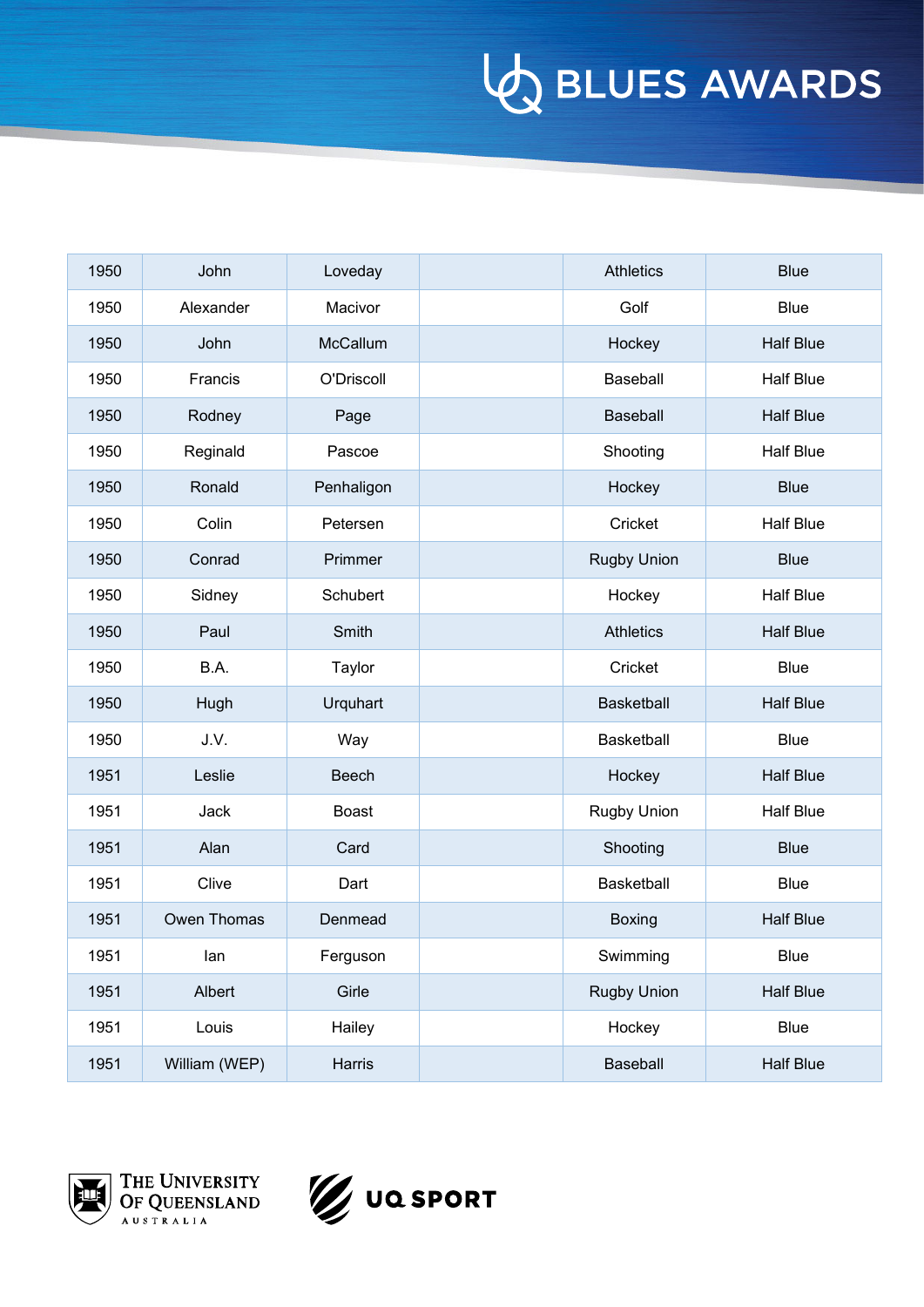| | | | | | |
|---|---|---|---|---|---|
| 1950 | John | Loveday | | Athletics | Blue |
| 1950 | Alexander | Macivor | | Golf | Blue |
| 1950 | John | McCallum | | Hockey | Half Blue |
| 1950 | Francis | O'Driscoll | | Baseball | Half Blue |
| 1950 | Rodney | Page | | Baseball | Half Blue |
| 1950 | Reginald | Pascoe | | Shooting | Half Blue |
| 1950 | Ronald | Penhaligon | | Hockey | Blue |
| 1950 | Colin | Petersen | | Cricket | Half Blue |
| 1950 | Conrad | Primmer | | Rugby Union | Blue |
| 1950 | Sidney | Schubert | | Hockey | Half Blue |
| 1950 | Paul | Smith | | Athletics | Half Blue |
| 1950 | B.A. | Taylor | | Cricket | Blue |
| 1950 | Hugh | Urquhart | | Basketball | Half Blue |
| 1950 | J.V. | Way | | Basketball | Blue |
| 1951 | Leslie | Beech | | Hockey | Half Blue |
| 1951 | Jack | Boast | | Rugby Union | Half Blue |
| 1951 | Alan | Card | | Shooting | Blue |
| 1951 | Clive | Dart | | Basketball | Blue |
| 1951 | Owen Thomas | Denmead | | Boxing | Half Blue |
| 1951 | Ian | Ferguson | | Swimming | Blue |
| 1951 | Albert | Girle | | Rugby Union | Half Blue |
| 1951 | Louis | Hailey | | Hockey | Blue |
| 1951 | William (WEP) | Harris | | Baseball | Half Blue |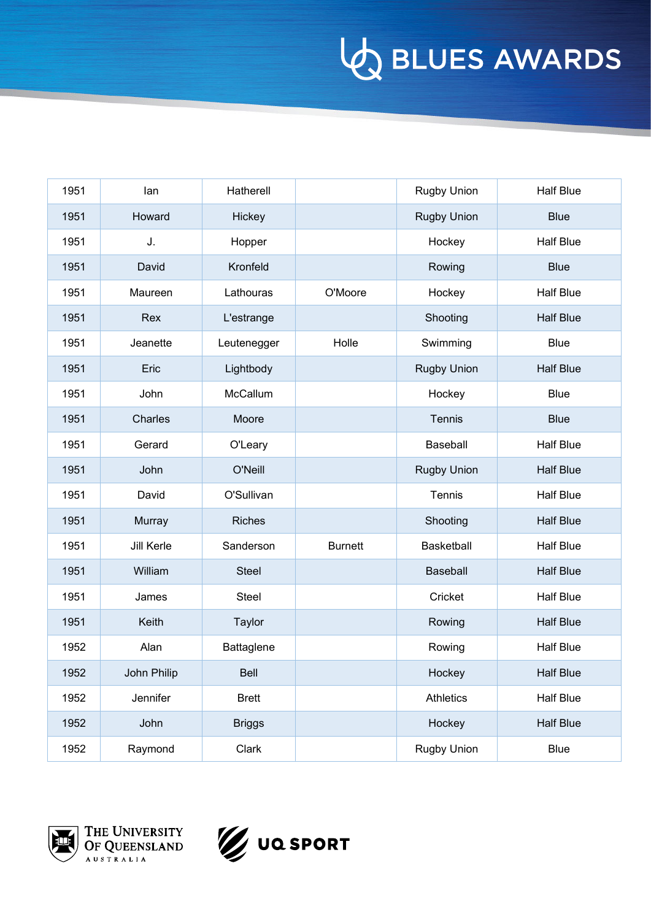| 1951 | Ian | Hatherell | | Rugby Union | Half Blue |
|---|---|---|---|---|---|
| 1951 | Howard | Hickey | | Rugby Union | Blue |
| 1951 | J. | Hopper | | Hockey | Half Blue |
| 1951 | David | Kronfeld | | Rowing | Blue |
| 1951 | Maureen | Lathouras | O'Moore | Hockey | Half Blue |
| 1951 | Rex | L'estrange | | Shooting | Half Blue |
| 1951 | Jeanette | Leutenegger | Holle | Swimming | Blue |
| 1951 | Eric | Lightbody | | Rugby Union | Half Blue |
| 1951 | John | McCallum | | Hockey | Blue |
| 1951 | Charles | Moore | | Tennis | Blue |
| 1951 | Gerard | O'Leary | | Baseball | Half Blue |
| 1951 | John | O'Neill | | Rugby Union | Half Blue |
| 1951 | David | O'Sullivan | | Tennis | Half Blue |
| 1951 | Murray | Riches | | Shooting | Half Blue |
| 1951 | Jill Kerle | Sanderson | Burnett | Basketball | Half Blue |
| 1951 | William | Steel | | Baseball | Half Blue |
| 1951 | James | Steel | | Cricket | Half Blue |
| 1951 | Keith | Taylor | | Rowing | Half Blue |
| 1952 | Alan | Battaglene | | Rowing | Half Blue |
| 1952 | John Philip | Bell | | Hockey | Half Blue |
| 1952 | Jennifer | Brett | | Athletics | Half Blue |
| 1952 | John | Briggs | | Hockey | Half Blue |
| 1952 | Raymond | Clark | | Rugby Union | Blue |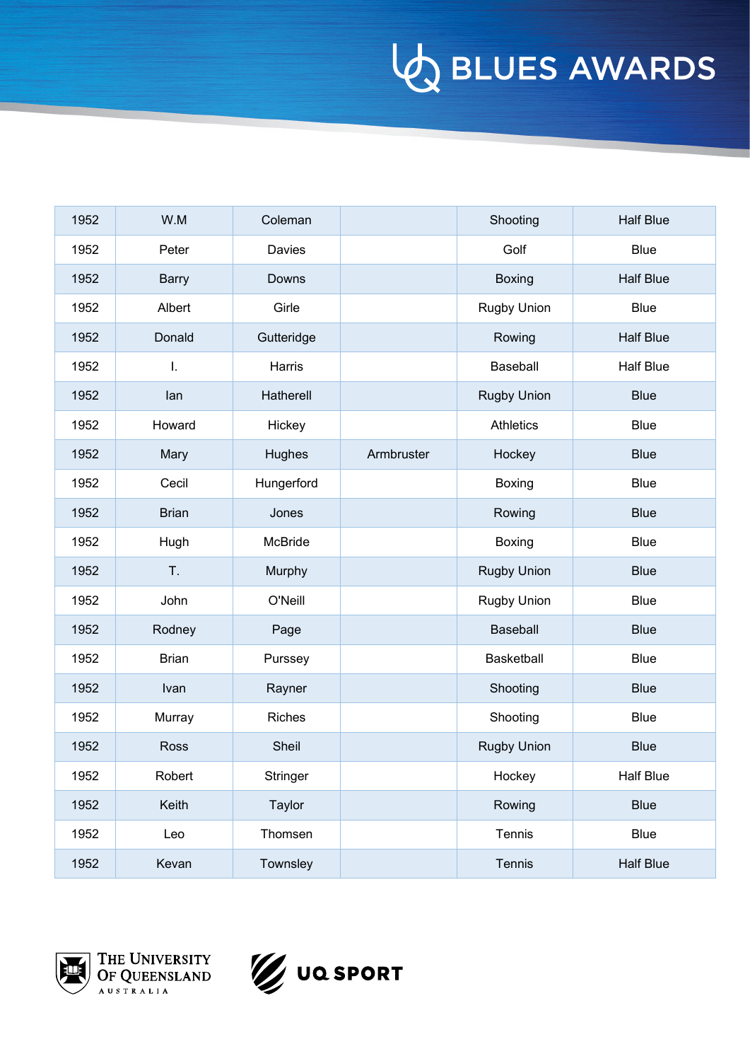| 1952 | W.M | Coleman | | Shooting | Half Blue |
|---|---|---|---|---|---|
| 1952 | Peter | Davies | | Golf | Blue |
| 1952 | Barry | Downs | | Boxing | Half Blue |
| 1952 | Albert | Girle | | Rugby Union | Blue |
| 1952 | Donald | Gutteridge | | Rowing | Half Blue |
| 1952 | I. | Harris | | Baseball | Half Blue |
| 1952 | Ian | Hatherell | | Rugby Union | Blue |
| 1952 | Howard | Hickey | | Athletics | Blue |
| 1952 | Mary | Hughes | Armbruster | Hockey | Blue |
| 1952 | Cecil | Hungerford | | Boxing | Blue |
| 1952 | Brian | Jones | | Rowing | Blue |
| 1952 | Hugh | McBride | | Boxing | Blue |
| 1952 | T. | Murphy | | Rugby Union | Blue |
| 1952 | John | O'Neill | | Rugby Union | Blue |
| 1952 | Rodney | Page | | Baseball | Blue |
| 1952 | Brian | Purssey | | Basketball | Blue |
| 1952 | Ivan | Rayner | | Shooting | Blue |
| 1952 | Murray | Riches | | Shooting | Blue |
| 1952 | Ross | Sheil | | Rugby Union | Blue |
| 1952 | Robert | Stringer | | Hockey | Half Blue |
| 1952 | Keith | Taylor | | Rowing | Blue |
| 1952 | Leo | Thomsen | | Tennis | Blue |
| 1952 | Kevan | Townsley | | Tennis | Half Blue |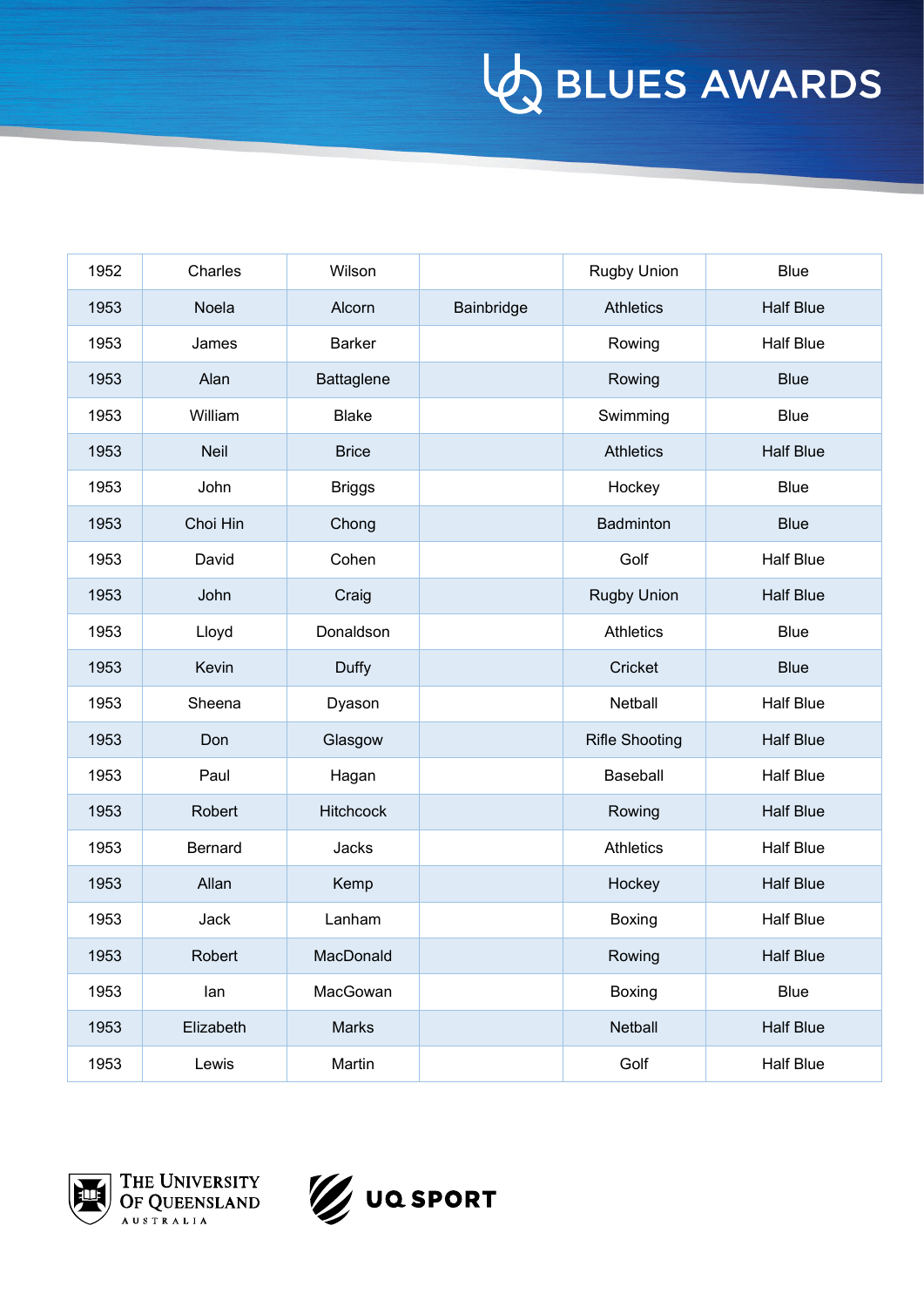| 1952 | Charles | Wilson | | Rugby Union | Blue |
|---|---|---|---|---|---|
| 1953 | Noela | Alcorn | Bainbridge | Athletics | Half Blue |
| 1953 | James | Barker | | Rowing | Half Blue |
| 1953 | Alan | Battaglene | | Rowing | Blue |
| 1953 | William | Blake | | Swimming | Blue |
| 1953 | Neil | Brice | | Athletics | Half Blue |
| 1953 | John | Briggs | | Hockey | Blue |
| 1953 | Choi Hin | Chong | | Badminton | Blue |
| 1953 | David | Cohen | | Golf | Half Blue |
| 1953 | John | Craig | | Rugby Union | Half Blue |
| 1953 | Lloyd | Donaldson | | Athletics | Blue |
| 1953 | Kevin | Duffy | | Cricket | Blue |
| 1953 | Sheena | Dyason | | Netball | Half Blue |
| 1953 | Don | Glasgow | | Rifle Shooting | Half Blue |
| 1953 | Paul | Hagan | | Baseball | Half Blue |
| 1953 | Robert | Hitchcock | | Rowing | Half Blue |
| 1953 | Bernard | Jacks | | Athletics | Half Blue |
| 1953 | Allan | Kemp | | Hockey | Half Blue |
| 1953 | Jack | Lanham | | Boxing | Half Blue |
| 1953 | Robert | MacDonald | | Rowing | Half Blue |
| 1953 | Ian | MacGowan | | Boxing | Blue |
| 1953 | Elizabeth | Marks | | Netball | Half Blue |
| 1953 | Lewis | Martin | | Golf | Half Blue |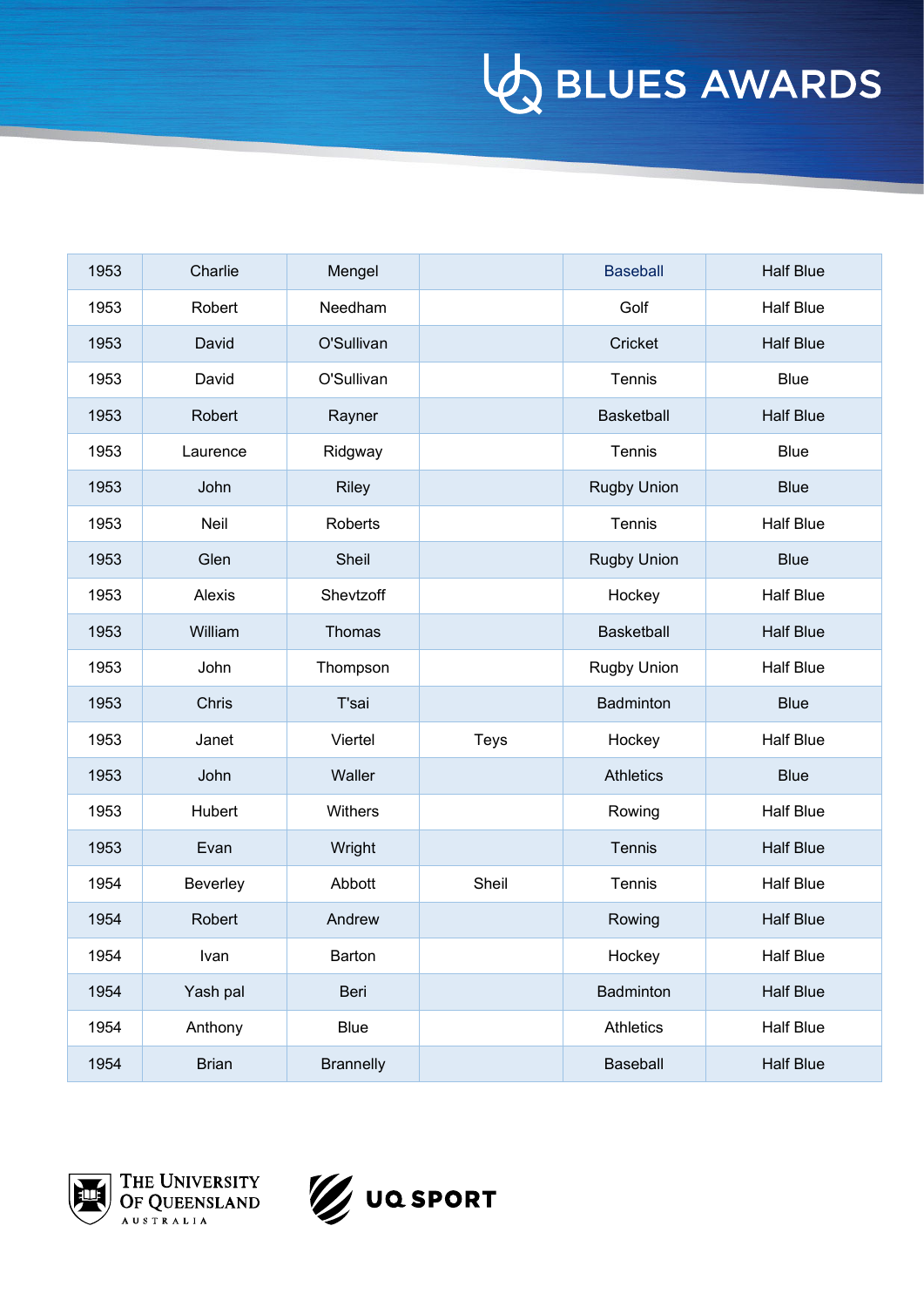| 1953 | Charlie | Mengel | | Baseball | Half Blue |
|---|---|---|---|---|---|
| 1953 | Robert | Needham | | Golf | Half Blue |
| 1953 | David | O'Sullivan | | Cricket | Half Blue |
| 1953 | David | O'Sullivan | | Tennis | Blue |
| 1953 | Robert | Rayner | | Basketball | Half Blue |
| 1953 | Laurence | Ridgway | | Tennis | Blue |
| 1953 | John | Riley | | Rugby Union | Blue |
| 1953 | Neil | Roberts | | Tennis | Half Blue |
| 1953 | Glen | Sheil | | Rugby Union | Blue |
| 1953 | Alexis | Shevtzoff | | Hockey | Half Blue |
| 1953 | William | Thomas | | Basketball | Half Blue |
| 1953 | John | Thompson | | Rugby Union | Half Blue |
| 1953 | Chris | T'sai | | Badminton | Blue |
| 1953 | Janet | Viertel | Teys | Hockey | Half Blue |
| 1953 | John | Waller | | Athletics | Blue |
| 1953 | Hubert | Withers | | Rowing | Half Blue |
| 1953 | Evan | Wright | | Tennis | Half Blue |
| 1954 | Beverley | Abbott | Sheil | Tennis | Half Blue |
| 1954 | Robert | Andrew | | Rowing | Half Blue |
| 1954 | Ivan | Barton | | Hockey | Half Blue |
| 1954 | Yash pal | Beri | | Badminton | Half Blue |
| 1954 | Anthony | Blue | | Athletics | Half Blue |
| 1954 | Brian | Brannelly | | Baseball | Half Blue |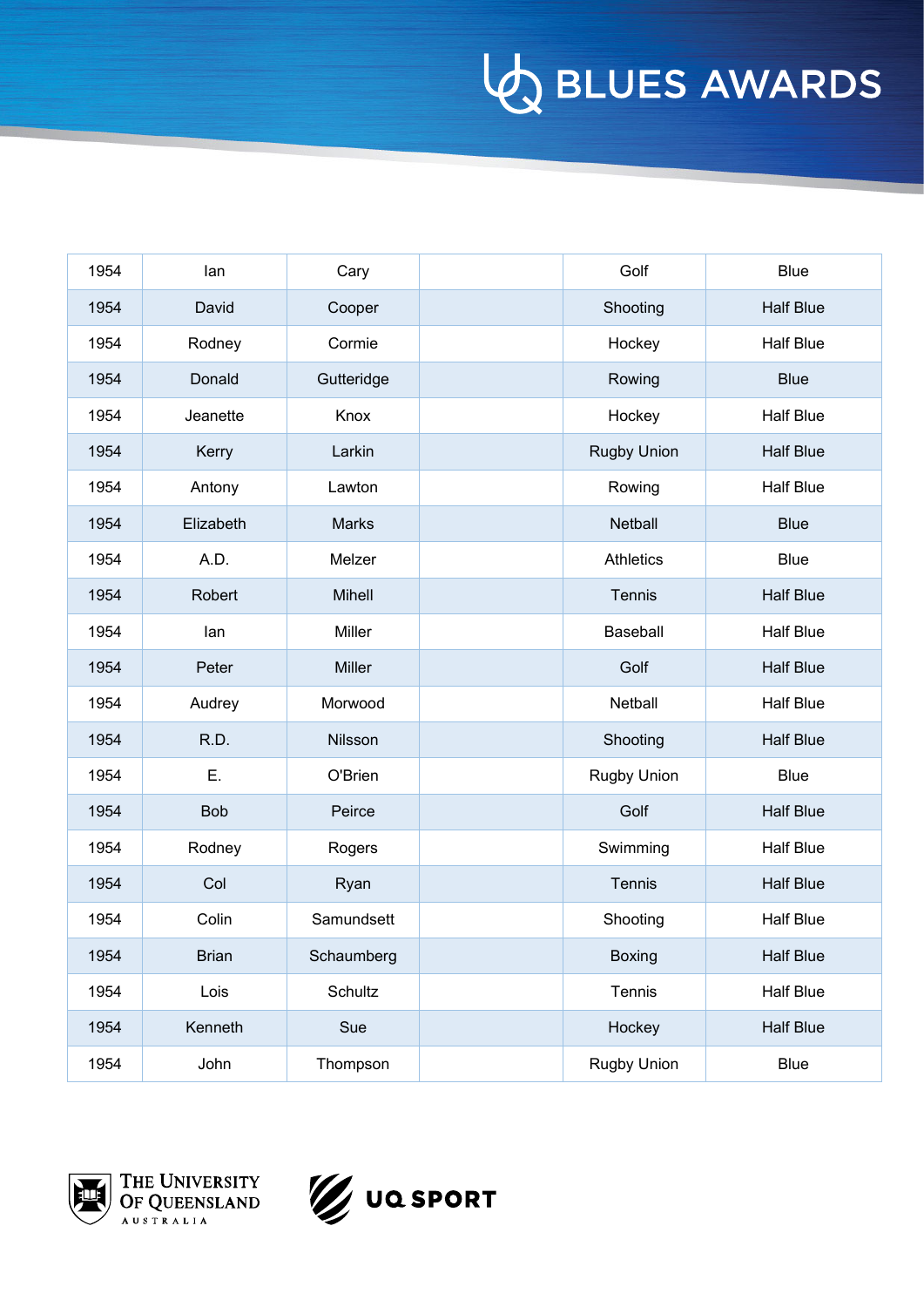| | | | | | |
|---|---|---|---|---|---|
| 1954 | Ian | Cary | | Golf | Blue |
| 1954 | David | Cooper | | Shooting | Half Blue |
| 1954 | Rodney | Cormie | | Hockey | Half Blue |
| 1954 | Donald | Gutteridge | | Rowing | Blue |
| 1954 | Jeanette | Knox | | Hockey | Half Blue |
| 1954 | Kerry | Larkin | | Rugby Union | Half Blue |
| 1954 | Antony | Lawton | | Rowing | Half Blue |
| 1954 | Elizabeth | Marks | | Netball | Blue |
| 1954 | A.D. | Melzer | | Athletics | Blue |
| 1954 | Robert | Mihell | | Tennis | Half Blue |
| 1954 | Ian | Miller | | Baseball | Half Blue |
| 1954 | Peter | Miller | | Golf | Half Blue |
| 1954 | Audrey | Morwood | | Netball | Half Blue |
| 1954 | R.D. | Nilsson | | Shooting | Half Blue |
| 1954 | E. | O'Brien | | Rugby Union | Blue |
| 1954 | Bob | Peirce | | Golf | Half Blue |
| 1954 | Rodney | Rogers | | Swimming | Half Blue |
| 1954 | Col | Ryan | | Tennis | Half Blue |
| 1954 | Colin | Samundsett | | Shooting | Half Blue |
| 1954 | Brian | Schaumberg | | Boxing | Half Blue |
| 1954 | Lois | Schultz | | Tennis | Half Blue |
| 1954 | Kenneth | Sue | | Hockey | Half Blue |
| 1954 | John | Thompson | | Rugby Union | Blue |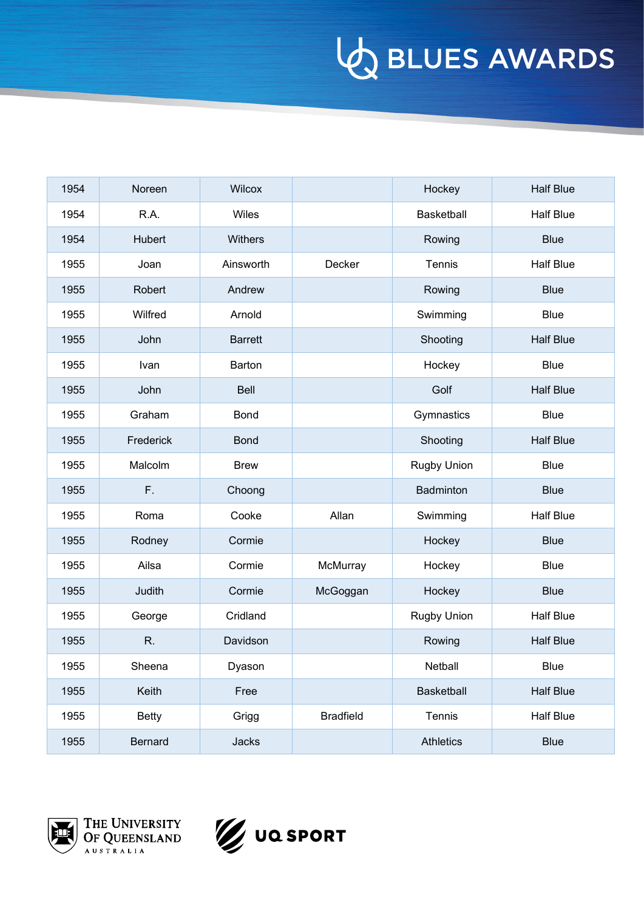| | | | | | |
|---|---|---|---|---|---|
| 1954 | Noreen | Wilcox | | Hockey | Half Blue |
| 1954 | R.A. | Wiles | | Basketball | Half Blue |
| 1954 | Hubert | Withers | | Rowing | Blue |
| 1955 | Joan | Ainsworth | Decker | Tennis | Half Blue |
| 1955 | Robert | Andrew | | Rowing | Blue |
| 1955 | Wilfred | Arnold | | Swimming | Blue |
| 1955 | John | Barrett | | Shooting | Half Blue |
| 1955 | Ivan | Barton | | Hockey | Blue |
| 1955 | John | Bell | | Golf | Half Blue |
| 1955 | Graham | Bond | | Gymnastics | Blue |
| 1955 | Frederick | Bond | | Shooting | Half Blue |
| 1955 | Malcolm | Brew | | Rugby Union | Blue |
| 1955 | F. | Choong | | Badminton | Blue |
| 1955 | Roma | Cooke | Allan | Swimming | Half Blue |
| 1955 | Rodney | Cormie | | Hockey | Blue |
| 1955 | Ailsa | Cormie | McMurray | Hockey | Blue |
| 1955 | Judith | Cormie | McGoggan | Hockey | Blue |
| 1955 | George | Cridland | | Rugby Union | Half Blue |
| 1955 | R. | Davidson | | Rowing | Half Blue |
| 1955 | Sheena | Dyason | | Netball | Blue |
| 1955 | Keith | Free | | Basketball | Half Blue |
| 1955 | Betty | Grigg | Bradfield | Tennis | Half Blue |
| 1955 | Bernard | Jacks | | Athletics | Blue |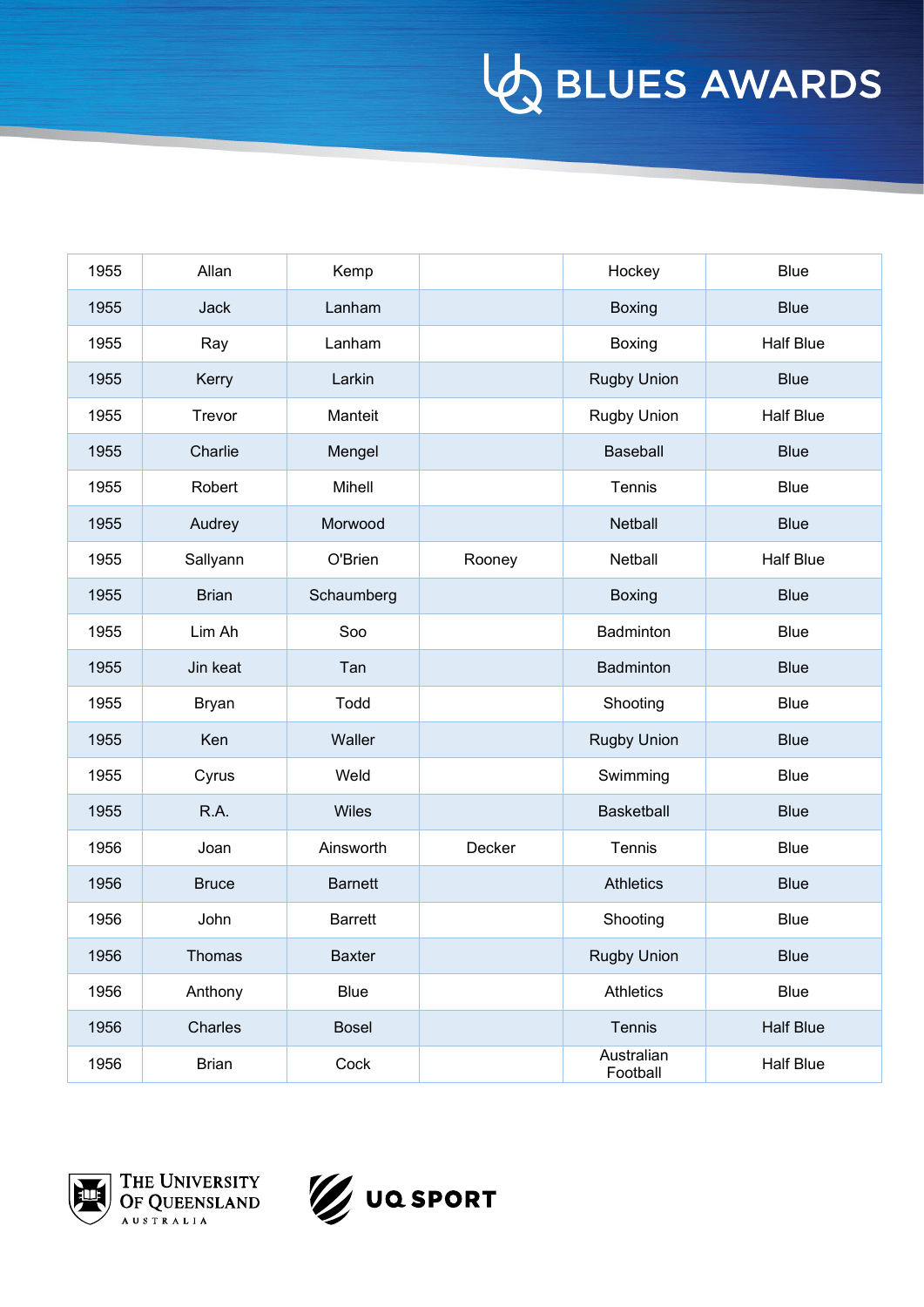| 1955 | Allan | Kemp | | Hockey | Blue |
|---|---|---|---|---|---|
| 1955 | Jack | Lanham | | Boxing | Blue |
| 1955 | Ray | Lanham | | Boxing | Half Blue |
| 1955 | Kerry | Larkin | | Rugby Union | Blue |
| 1955 | Trevor | Manteit | | Rugby Union | Half Blue |
| 1955 | Charlie | Mengel | | Baseball | Blue |
| 1955 | Robert | Mihell | | Tennis | Blue |
| 1955 | Audrey | Morwood | | Netball | Blue |
| 1955 | Sallyann | O'Brien | Rooney | Netball | Half Blue |
| 1955 | Brian | Schaumberg | | Boxing | Blue |
| 1955 | Lim Ah | Soo | | Badminton | Blue |
| 1955 | Jin keat | Tan | | Badminton | Blue |
| 1955 | Bryan | Todd | | Shooting | Blue |
| 1955 | Ken | Waller | | Rugby Union | Blue |
| 1955 | Cyrus | Weld | | Swimming | Blue |
| 1955 | R.A. | Wiles | | Basketball | Blue |
| 1956 | Joan | Ainsworth | Decker | Tennis | Blue |
| 1956 | Bruce | Barnett | | Athletics | Blue |
| 1956 | John | Barrett | | Shooting | Blue |
| 1956 | Thomas | Baxter | | Rugby Union | Blue |
| 1956 | Anthony | Blue | | Athletics | Blue |
| 1956 | Charles | Bosel | | Tennis | Half Blue |
| 1956 | Brian | Cock | | Australian Football | Half Blue |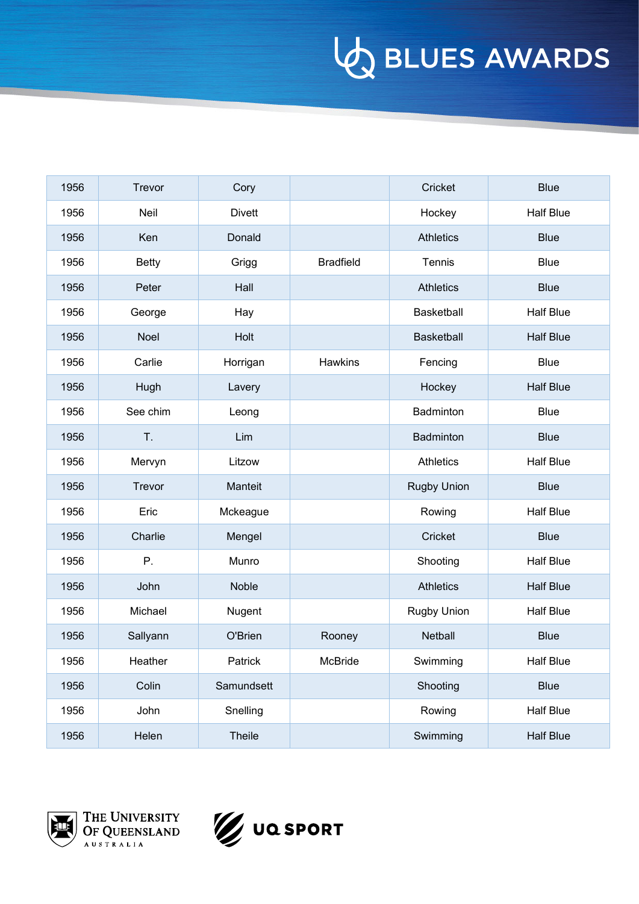| 1956 | Trevor | Cory | | Cricket | Blue |
|---|---|---|---|---|---|
| 1956 | Neil | Divett | | Hockey | Half Blue |
| 1956 | Ken | Donald | | Athletics | Blue |
| 1956 | Betty | Grigg | Bradfield | Tennis | Blue |
| 1956 | Peter | Hall | | Athletics | Blue |
| 1956 | George | Hay | | Basketball | Half Blue |
| 1956 | Noel | Holt | | Basketball | Half Blue |
| 1956 | Carlie | Horrigan | Hawkins | Fencing | Blue |
| 1956 | Hugh | Lavery | | Hockey | Half Blue |
| 1956 | See chim | Leong | | Badminton | Blue |
| 1956 | T. | Lim | | Badminton | Blue |
| 1956 | Mervyn | Litzow | | Athletics | Half Blue |
| 1956 | Trevor | Manteit | | Rugby Union | Blue |
| 1956 | Eric | Mckeague | | Rowing | Half Blue |
| 1956 | Charlie | Mengel | | Cricket | Blue |
| 1956 | P. | Munro | | Shooting | Half Blue |
| 1956 | John | Noble | | Athletics | Half Blue |
| 1956 | Michael | Nugent | | Rugby Union | Half Blue |
| 1956 | Sallyann | O'Brien | Rooney | Netball | Blue |
| 1956 | Heather | Patrick | McBride | Swimming | Half Blue |
| 1956 | Colin | Samundsett | | Shooting | Blue |
| 1956 | John | Snelling | | Rowing | Half Blue |
| 1956 | Helen | Theile | | Swimming | Half Blue |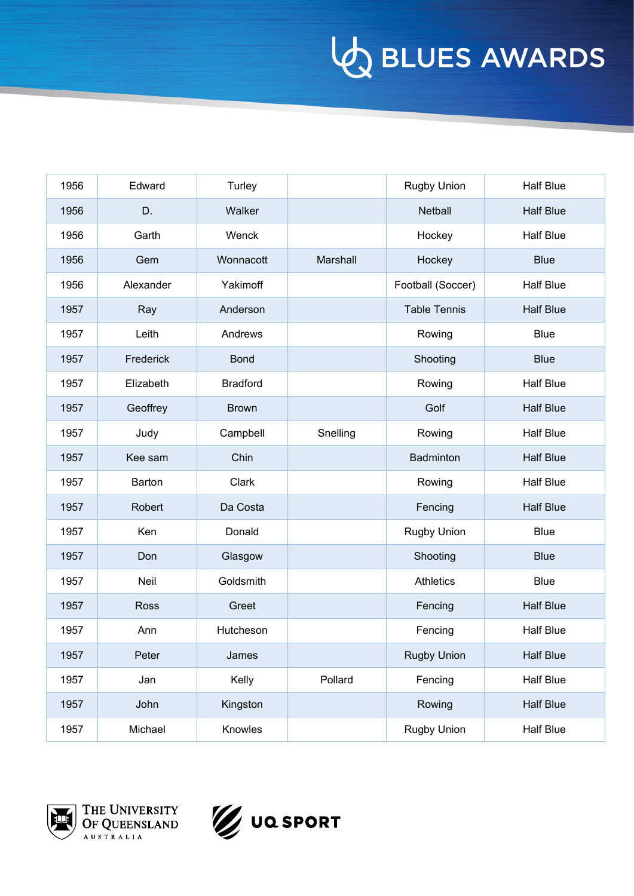| 1956 | Edward | Turley | | Rugby Union | Half Blue |
|---|---|---|---|---|---|
| 1956 | D. | Walker | | Netball | Half Blue |
| 1956 | Garth | Wenck | | Hockey | Half Blue |
| 1956 | Gem | Wonnacott | Marshall | Hockey | Blue |
| 1956 | Alexander | Yakimoff | | Football (Soccer) | Half Blue |
| 1957 | Ray | Anderson | | Table Tennis | Half Blue |
| 1957 | Leith | Andrews | | Rowing | Blue |
| 1957 | Frederick | Bond | | Shooting | Blue |
| 1957 | Elizabeth | Bradford | | Rowing | Half Blue |
| 1957 | Geoffrey | Brown | | Golf | Half Blue |
| 1957 | Judy | Campbell | Snelling | Rowing | Half Blue |
| 1957 | Kee sam | Chin | | Badminton | Half Blue |
| 1957 | Barton | Clark | | Rowing | Half Blue |
| 1957 | Robert | Da Costa | | Fencing | Half Blue |
| 1957 | Ken | Donald | | Rugby Union | Blue |
| 1957 | Don | Glasgow | | Shooting | Blue |
| 1957 | Neil | Goldsmith | | Athletics | Blue |
| 1957 | Ross | Greet | | Fencing | Half Blue |
| 1957 | Ann | Hutcheson | | Fencing | Half Blue |
| 1957 | Peter | James | | Rugby Union | Half Blue |
| 1957 | Jan | Kelly | Pollard | Fencing | Half Blue |
| 1957 | John | Kingston | | Rowing | Half Blue |
| 1957 | Michael | Knowles | | Rugby Union | Half Blue |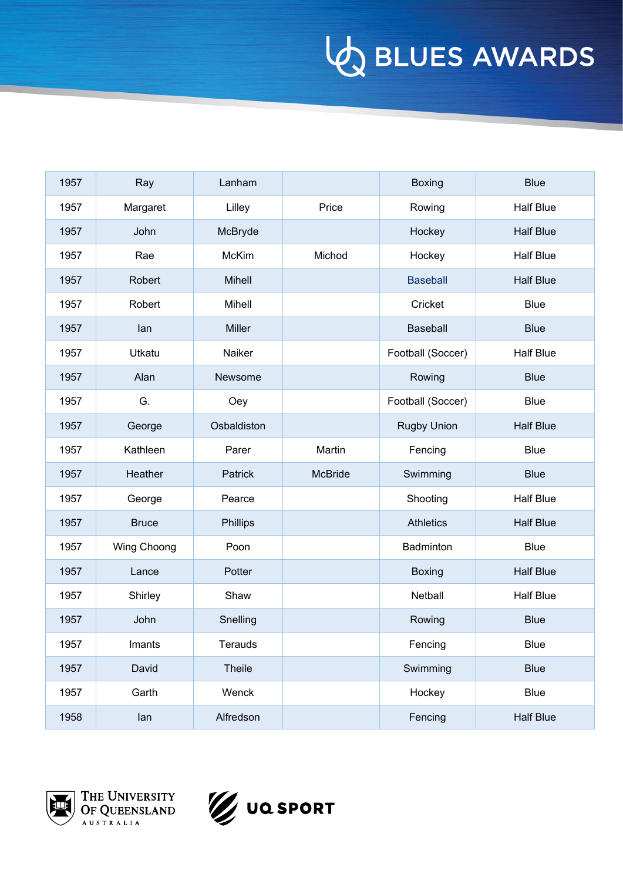| 1957 | Ray | Lanham | | Boxing | Blue |
|---|---|---|---|---|---|
| 1957 | Margaret | Lilley | Price | Rowing | Half Blue |
| 1957 | John | McBryde | | Hockey | Half Blue |
| 1957 | Rae | McKim | Michod | Hockey | Half Blue |
| 1957 | Robert | Mihell | | Baseball | Half Blue |
| 1957 | Robert | Mihell | | Cricket | Blue |
| 1957 | Ian | Miller | | Baseball | Blue |
| 1957 | Utkatu | Naiker | | Football (Soccer) | Half Blue |
| 1957 | Alan | Newsome | | Rowing | Blue |
| 1957 | G. | Oey | | Football (Soccer) | Blue |
| 1957 | George | Osbaldiston | | Rugby Union | Half Blue |
| 1957 | Kathleen | Parer | Martin | Fencing | Blue |
| 1957 | Heather | Patrick | McBride | Swimming | Blue |
| 1957 | George | Pearce | | Shooting | Half Blue |
| 1957 | Bruce | Phillips | | Athletics | Half Blue |
| 1957 | Wing Choong | Poon | | Badminton | Blue |
| 1957 | Lance | Potter | | Boxing | Half Blue |
| 1957 | Shirley | Shaw | | Netball | Half Blue |
| 1957 | John | Snelling | | Rowing | Blue |
| 1957 | Imants | Terauds | | Fencing | Blue |
| 1957 | David | Theile | | Swimming | Blue |
| 1957 | Garth | Wenck | | Hockey | Blue |
| 1958 | Ian | Alfredson | | Fencing | Half Blue |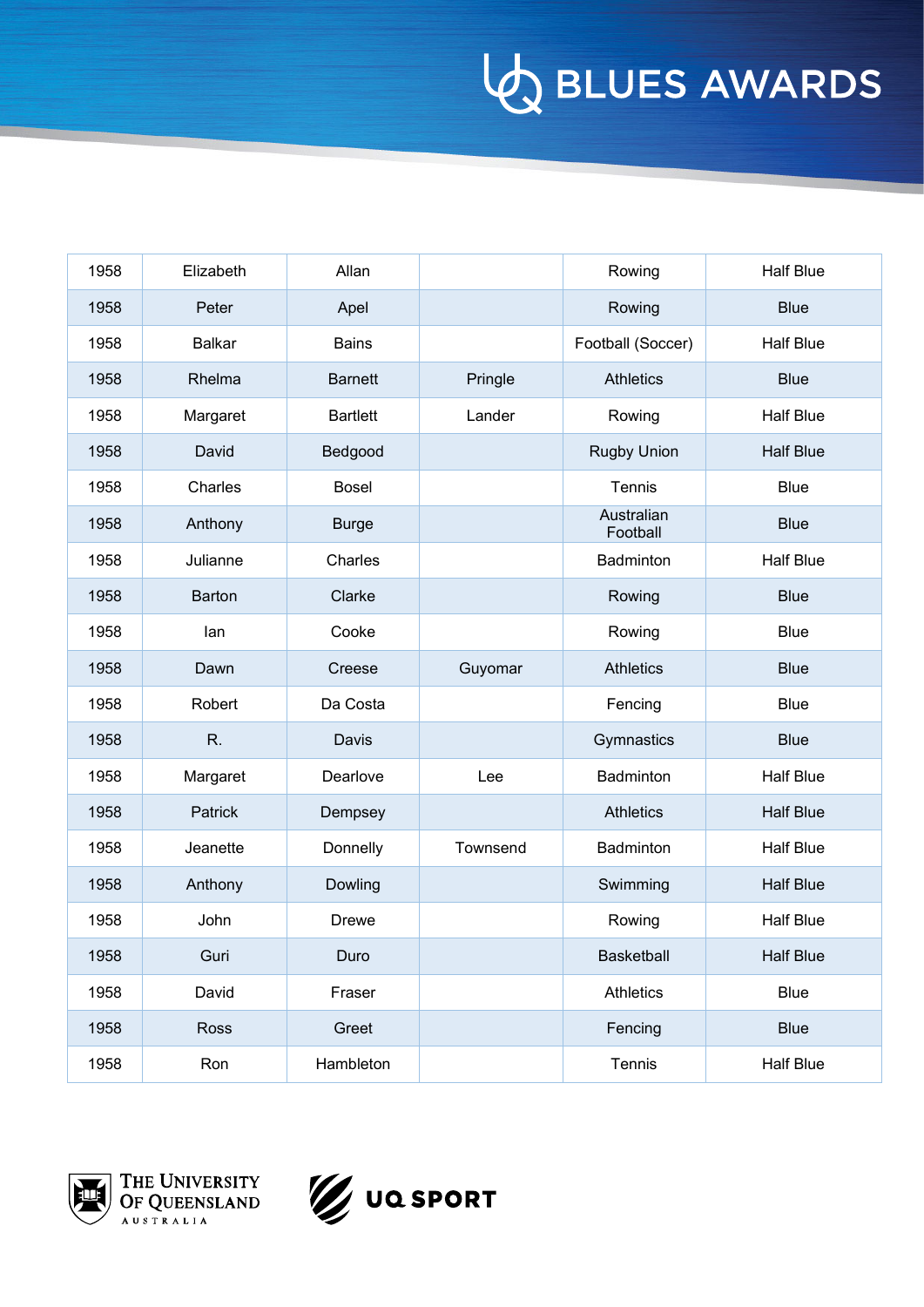| | | | | | |
|---|---|---|---|---|---|
| 1958 | Elizabeth | Allan | | Rowing | Half Blue |
| 1958 | Peter | Apel | | Rowing | Blue |
| 1958 | Balkar | Bains | | Football (Soccer) | Half Blue |
| 1958 | Rhelma | Barnett | Pringle | Athletics | Blue |
| 1958 | Margaret | Bartlett | Lander | Rowing | Half Blue |
| 1958 | David | Bedgood | | Rugby Union | Half Blue |
| 1958 | Charles | Bosel | | Tennis | Blue |
| 1958 | Anthony | Burge | | Australian Football | Blue |
| 1958 | Julianne | Charles | | Badminton | Half Blue |
| 1958 | Barton | Clarke | | Rowing | Blue |
| 1958 | Ian | Cooke | | Rowing | Blue |
| 1958 | Dawn | Creese | Guyomar | Athletics | Blue |
| 1958 | Robert | Da Costa | | Fencing | Blue |
| 1958 | R. | Davis | | Gymnastics | Blue |
| 1958 | Margaret | Dearlove | Lee | Badminton | Half Blue |
| 1958 | Patrick | Dempsey | | Athletics | Half Blue |
| 1958 | Jeanette | Donnelly | Townsend | Badminton | Half Blue |
| 1958 | Anthony | Dowling | | Swimming | Half Blue |
| 1958 | John | Drewe | | Rowing | Half Blue |
| 1958 | Guri | Duro | | Basketball | Half Blue |
| 1958 | David | Fraser | | Athletics | Blue |
| 1958 | Ross | Greet | | Fencing | Blue |
| 1958 | Ron | Hambleton | | Tennis | Half Blue |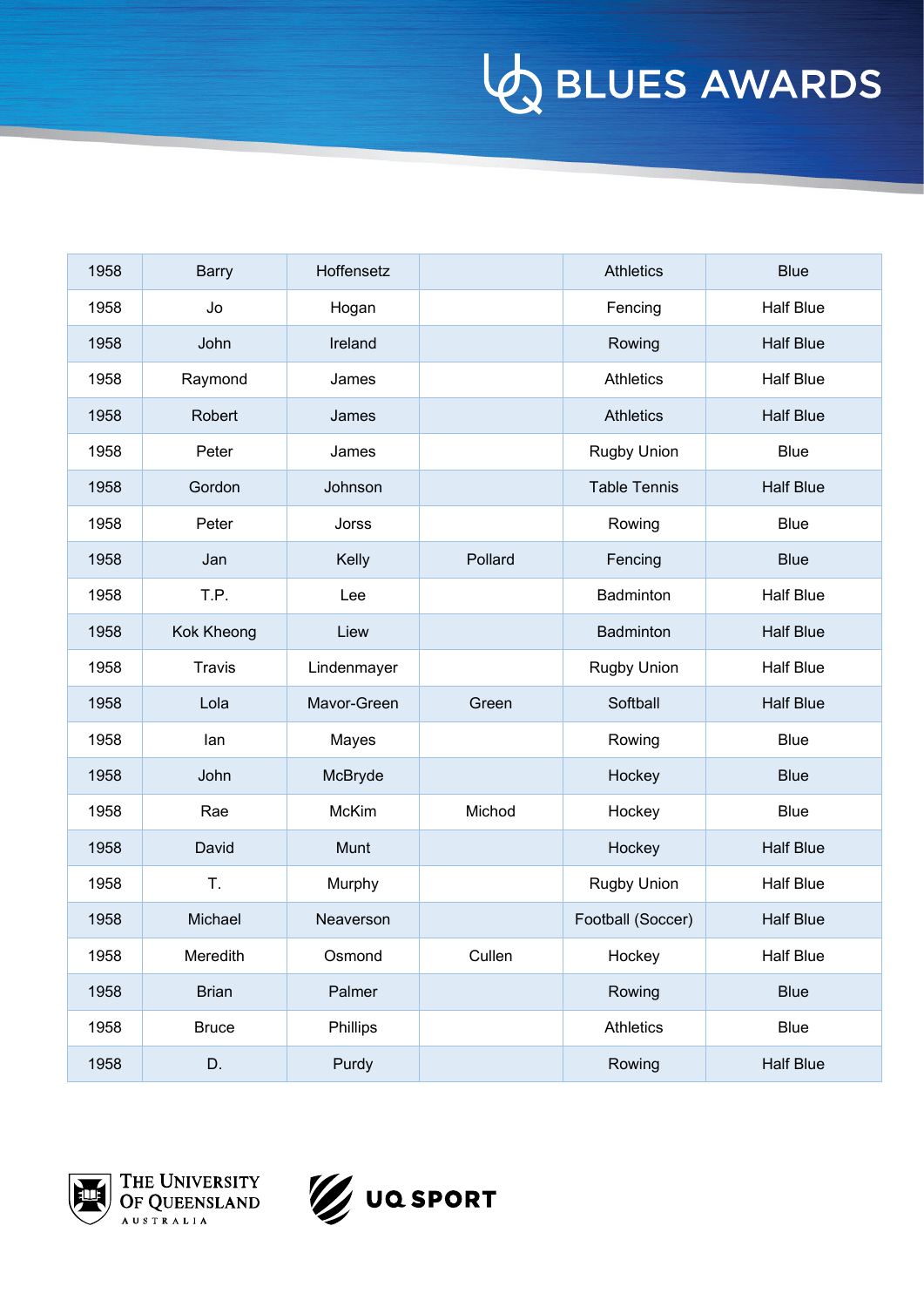| 1958 | Barry | Hoffensetz | | Athletics | Blue |
|---|---|---|---|---|---|
| 1958 | Jo | Hogan | | Fencing | Half Blue |
| 1958 | John | Ireland | | Rowing | Half Blue |
| 1958 | Raymond | James | | Athletics | Half Blue |
| 1958 | Robert | James | | Athletics | Half Blue |
| 1958 | Peter | James | | Rugby Union | Blue |
| 1958 | Gordon | Johnson | | Table Tennis | Half Blue |
| 1958 | Peter | Jorss | | Rowing | Blue |
| 1958 | Jan | Kelly | Pollard | Fencing | Blue |
| 1958 | T.P. | Lee | | Badminton | Half Blue |
| 1958 | Kok Kheong | Liew | | Badminton | Half Blue |
| 1958 | Travis | Lindenmayer | | Rugby Union | Half Blue |
| 1958 | Lola | Mavor-Green | Green | Softball | Half Blue |
| 1958 | Ian | Mayes | | Rowing | Blue |
| 1958 | John | McBryde | | Hockey | Blue |
| 1958 | Rae | McKim | Michod | Hockey | Blue |
| 1958 | David | Munt | | Hockey | Half Blue |
| 1958 | T. | Murphy | | Rugby Union | Half Blue |
| 1958 | Michael | Neaverson | | Football (Soccer) | Half Blue |
| 1958 | Meredith | Osmond | Cullen | Hockey | Half Blue |
| 1958 | Brian | Palmer | | Rowing | Blue |
| 1958 | Bruce | Phillips | | Athletics | Blue |
| 1958 | D. | Purdy | | Rowing | Half Blue |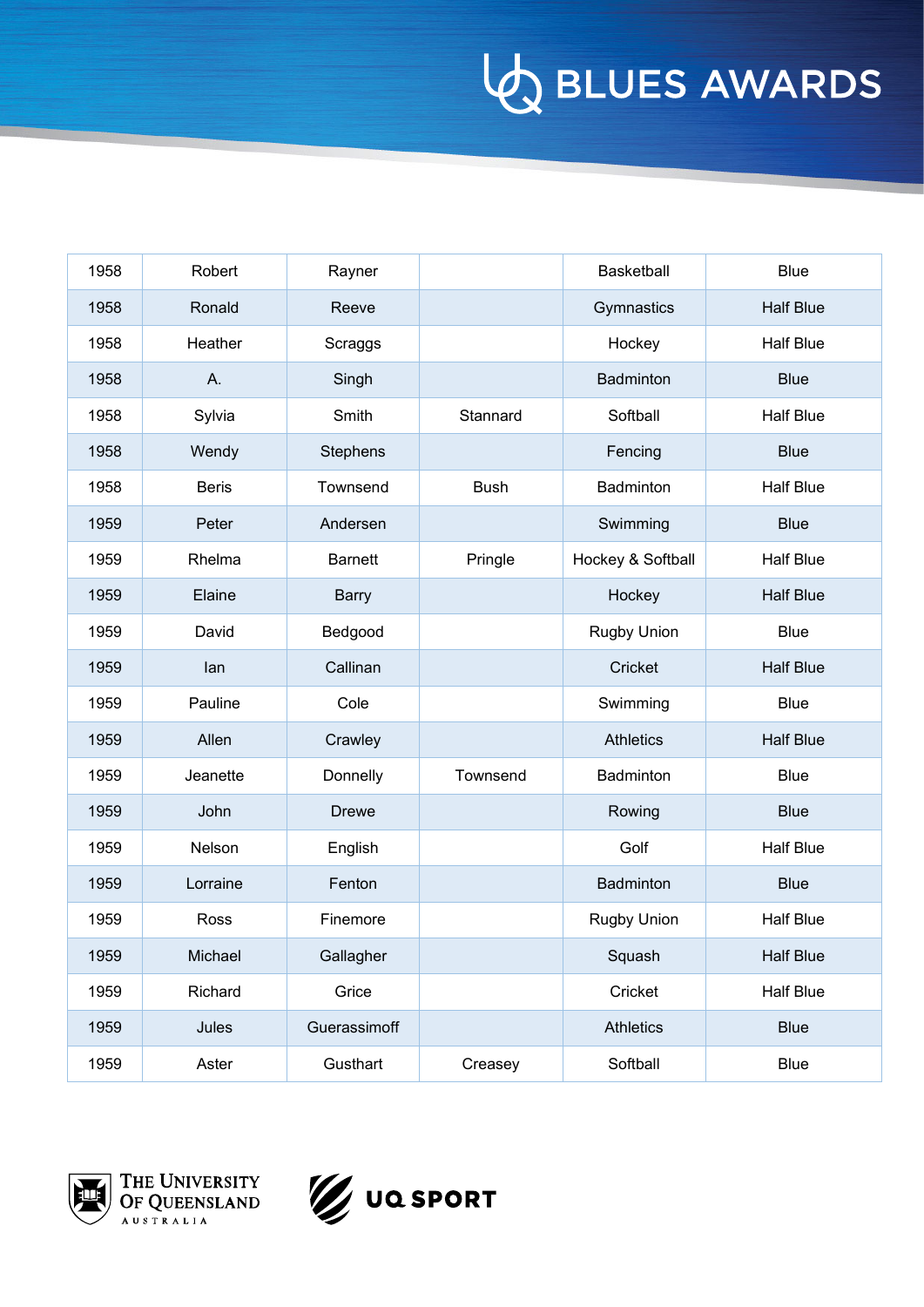| | | | | | |
|---|---|---|---|---|---|
| 1958 | Robert | Rayner | | Basketball | Blue |
| 1958 | Ronald | Reeve | | Gymnastics | Half Blue |
| 1958 | Heather | Scraggs | | Hockey | Half Blue |
| 1958 | A. | Singh | | Badminton | Blue |
| 1958 | Sylvia | Smith | Stannard | Softball | Half Blue |
| 1958 | Wendy | Stephens | | Fencing | Blue |
| 1958 | Beris | Townsend | Bush | Badminton | Half Blue |
| 1959 | Peter | Andersen | | Swimming | Blue |
| 1959 | Rhelma | Barnett | Pringle | Hockey & Softball | Half Blue |
| 1959 | Elaine | Barry | | Hockey | Half Blue |
| 1959 | David | Bedgood | | Rugby Union | Blue |
| 1959 | Ian | Callinan | | Cricket | Half Blue |
| 1959 | Pauline | Cole | | Swimming | Blue |
| 1959 | Allen | Crawley | | Athletics | Half Blue |
| 1959 | Jeanette | Donnelly | Townsend | Badminton | Blue |
| 1959 | John | Drewe | | Rowing | Blue |
| 1959 | Nelson | English | | Golf | Half Blue |
| 1959 | Lorraine | Fenton | | Badminton | Blue |
| 1959 | Ross | Finemore | | Rugby Union | Half Blue |
| 1959 | Michael | Gallagher | | Squash | Half Blue |
| 1959 | Richard | Grice | | Cricket | Half Blue |
| 1959 | Jules | Guerassimoff | | Athletics | Blue |
| 1959 | Aster | Gusthart | Creasey | Softball | Blue |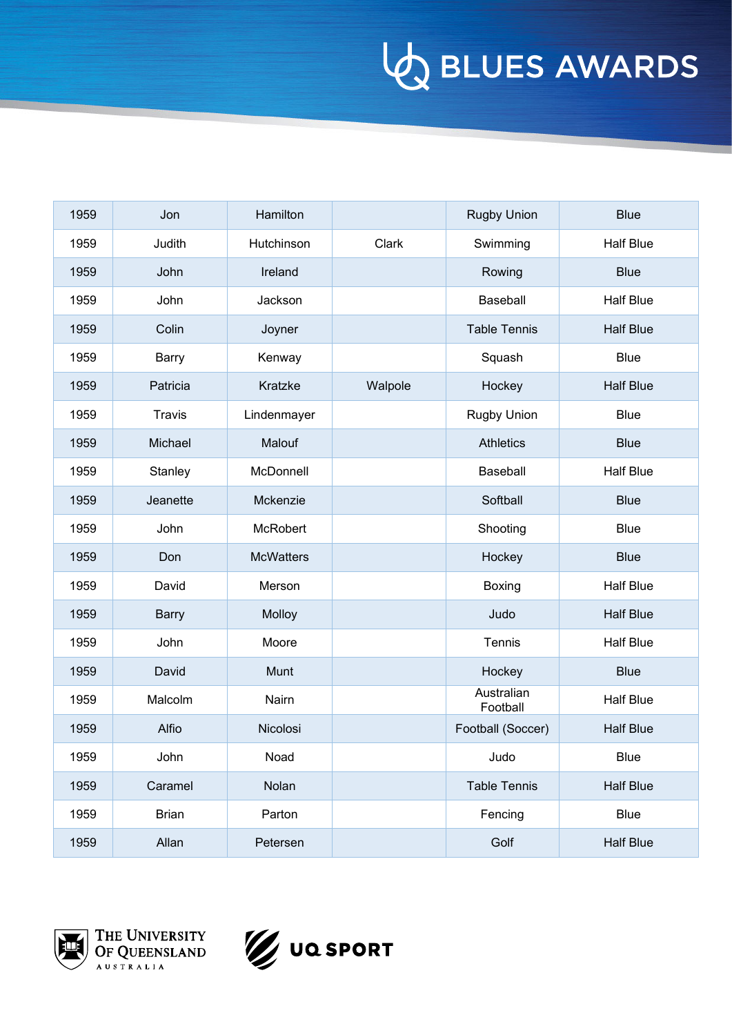| | | | | | |
|---|---|---|---|---|---|
| 1959 | Jon | Hamilton | | Rugby Union | Blue |
| 1959 | Judith | Hutchinson | Clark | Swimming | Half Blue |
| 1959 | John | Ireland | | Rowing | Blue |
| 1959 | John | Jackson | | Baseball | Half Blue |
| 1959 | Colin | Joyner | | Table Tennis | Half Blue |
| 1959 | Barry | Kenway | | Squash | Blue |
| 1959 | Patricia | Kratzke | Walpole | Hockey | Half Blue |
| 1959 | Travis | Lindenmayer | | Rugby Union | Blue |
| 1959 | Michael | Malouf | | Athletics | Blue |
| 1959 | Stanley | McDonnell | | Baseball | Half Blue |
| 1959 | Jeanette | Mckenzie | | Softball | Blue |
| 1959 | John | McRobert | | Shooting | Blue |
| 1959 | Don | McWatters | | Hockey | Blue |
| 1959 | David | Merson | | Boxing | Half Blue |
| 1959 | Barry | Molloy | | Judo | Half Blue |
| 1959 | John | Moore | | Tennis | Half Blue |
| 1959 | David | Munt | | Hockey | Blue |
| 1959 | Malcolm | Nairn | | Australian Football | Half Blue |
| 1959 | Alfio | Nicolosi | | Football (Soccer) | Half Blue |
| 1959 | John | Noad | | Judo | Blue |
| 1959 | Caramel | Nolan | | Table Tennis | Half Blue |
| 1959 | Brian | Parton | | Fencing | Blue |
| 1959 | Allan | Petersen | | Golf | Half Blue |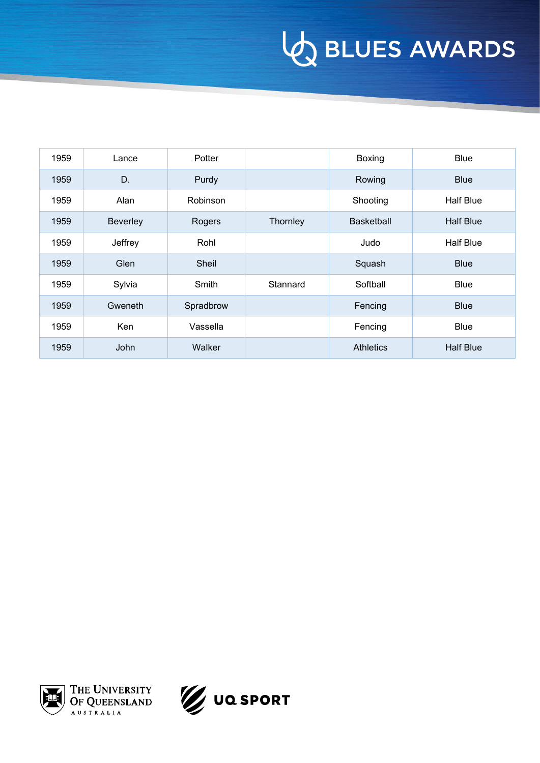| | | | | | |
|---|---|---|---|---|---|
| 1959 | Lance | Potter | | Boxing | Blue |
| 1959 | D. | Purdy | | Rowing | Blue |
| 1959 | Alan | Robinson | | Shooting | Half Blue |
| 1959 | Beverley | Rogers | Thornley | Basketball | Half Blue |
| 1959 | Jeffrey | Rohl | | Judo | Half Blue |
| 1959 | Glen | Sheil | | Squash | Blue |
| 1959 | Sylvia | Smith | Stannard | Softball | Blue |
| 1959 | Gweneth | Spradbrow | | Fencing | Blue |
| 1959 | Ken | Vassella | | Fencing | Blue |
| 1959 | John | Walker | | Athletics | Half Blue |